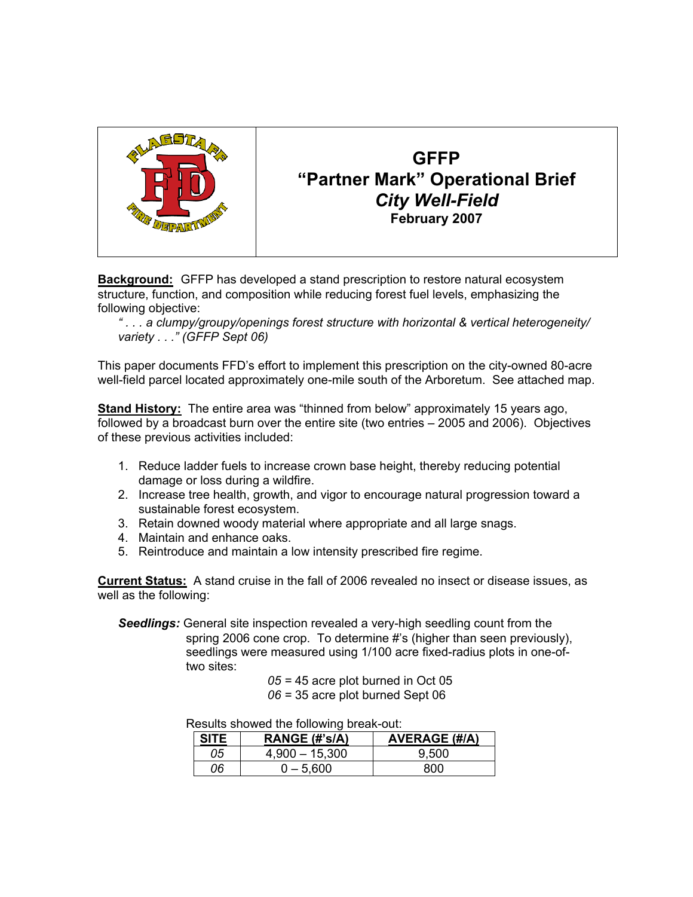# GFFP
## "Partner Mark" Operational Brief
### *City Well-Field*
**February 2007**

**Background:** GFFP has developed a stand prescription to restore natural ecosystem structure, function, and composition while reducing forest fuel levels, emphasizing the following objective:

> *" . . . a clumpy/groupy/openings forest structure with horizontal & vertical heterogeneity/ variety . . ." (GFFP Sept 06)*

This paper documents FFD's effort to implement this prescription on the city-owned 80-acre well-field parcel located approximately one-mile south of the Arboretum. See attached map.

**Stand History:** The entire area was "thinned from below" approximately 15 years ago, followed by a broadcast burn over the entire site (two entries – 2005 and 2006). Objectives of these previous activities included:

1. Reduce ladder fuels to increase crown base height, thereby reducing potential damage or loss during a wildfire.
2. Increase tree health, growth, and vigor to encourage natural progression toward a sustainable forest ecosystem.
3. Retain downed woody material where appropriate and all large snags.
4. Maintain and enhance oaks.
5. Reintroduce and maintain a low intensity prescribed fire regime.

**Current Status:** A stand cruise in the fall of 2006 revealed no insect or disease issues, as well as the following:

***Seedlings:*** General site inspection revealed a very-high seedling count from the spring 2006 cone crop. To determine #'s (higher than seen previously), seedlings were measured using 1/100 acre fixed-radius plots in one-of-two sites:

*05* = 45 acre plot burned in Oct 05
*06* = 35 acre plot burned Sept 06

Results showed the following break-out:

| SITE | RANGE (#'s/A) | AVERAGE (#/A) |
|---|---|---|
| *05* | 4,900 – 15,300 | 9,500 |
| *06* | 0 – 5,600 | 800 |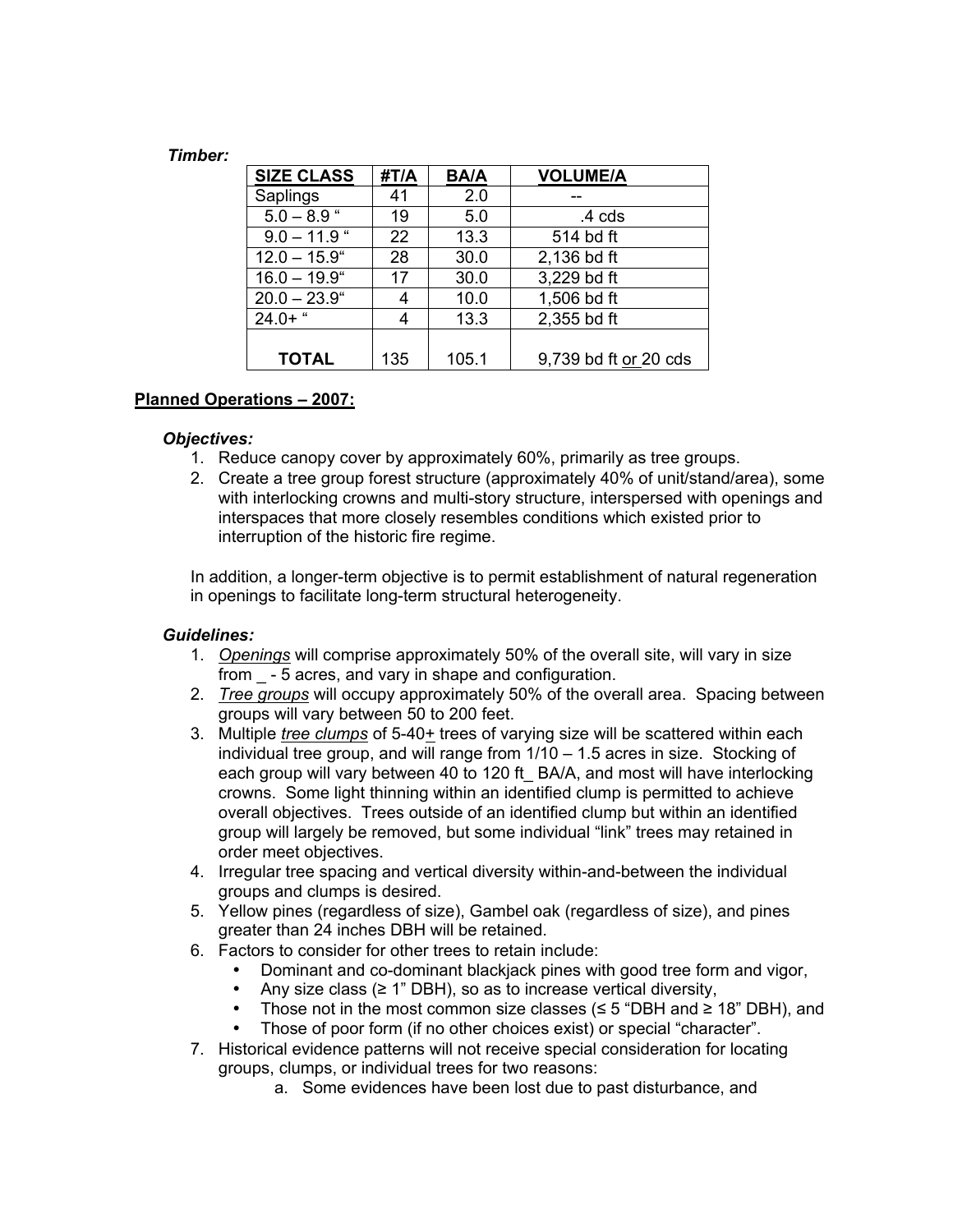***Timber:***

| SIZE CLASS | #T/A | BA/A | VOLUME/A |
|---|---|---|---|
| Saplings | 41 | 2.0 | -- |
| 5.0 – 8.9 " | 19 | 5.0 | .4 cds |
| 9.0 – 11.9 " | 22 | 13.3 | 514 bd ft |
| 12.0 – 15.9" | 28 | 30.0 | 2,136 bd ft |
| 16.0 – 19.9" | 17 | 30.0 | 3,229 bd ft |
| 20.0 – 23.9" | 4 | 10.0 | 1,506 bd ft |
| 24.0+ " | 4 | 13.3 | 2,355 bd ft |
| **TOTAL** | 135 | 105.1 | 9,739 bd ft or 20 cds |

**Planned Operations – 2007:**

***Objectives:***

1. Reduce canopy cover by approximately 60%, primarily as tree groups.
2. Create a tree group forest structure (approximately 40% of unit/stand/area), some with interlocking crowns and multi-story structure, interspersed with openings and interspaces that more closely resembles conditions which existed prior to interruption of the historic fire regime.

In addition, a longer-term objective is to permit establishment of natural regeneration in openings to facilitate long-term structural heterogeneity.

***Guidelines:***

1. *Openings* will comprise approximately 50% of the overall site, will vary in size from _ - 5 acres, and vary in shape and configuration.
2. *Tree groups* will occupy approximately 50% of the overall area. Spacing between groups will vary between 50 to 200 feet.
3. Multiple *tree clumps* of 5-40± trees of varying size will be scattered within each individual tree group, and will range from 1/10 – 1.5 acres in size. Stocking of each group will vary between 40 to 120 ft_ BA/A, and most will have interlocking crowns. Some light thinning within an identified clump is permitted to achieve overall objectives. Trees outside of an identified clump but within an identified group will largely be removed, but some individual "link" trees may retained in order meet objectives.
4. Irregular tree spacing and vertical diversity within-and-between the individual groups and clumps is desired.
5. Yellow pines (regardless of size), Gambel oak (regardless of size), and pines greater than 24 inches DBH will be retained.
6. Factors to consider for other trees to retain include:
   - Dominant and co-dominant blackjack pines with good tree form and vigor,
   - Any size class (≥ 1" DBH), so as to increase vertical diversity,
   - Those not in the most common size classes (≤ 5 "DBH and ≥ 18" DBH), and
   - Those of poor form (if no other choices exist) or special "character".
7. Historical evidence patterns will not receive special consideration for locating groups, clumps, or individual trees for two reasons:
   a. Some evidences have been lost due to past disturbance, and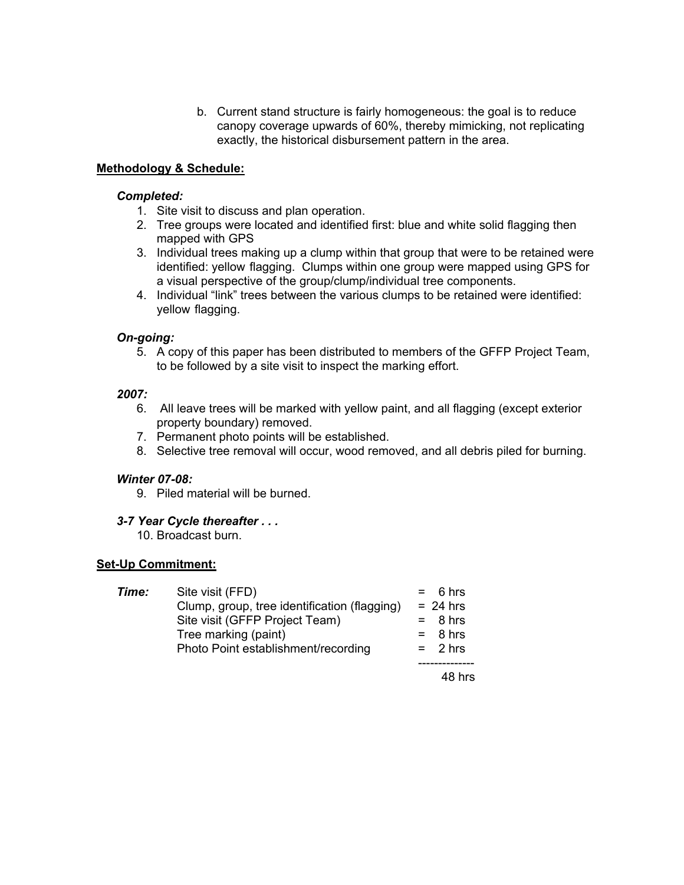b. Current stand structure is fairly homogeneous: the goal is to reduce canopy coverage upwards of 60%, thereby mimicking, not replicating exactly, the historical disbursement pattern in the area.

**Methodology & Schedule:**

***Completed:***

1. Site visit to discuss and plan operation.
2. Tree groups were located and identified first: blue and white solid flagging then mapped with GPS
3. Individual trees making up a clump within that group that were to be retained were identified: yellow flagging. Clumps within one group were mapped using GPS for a visual perspective of the group/clump/individual tree components.
4. Individual "link" trees between the various clumps to be retained were identified: yellow flagging.

***On-going:***

5. A copy of this paper has been distributed to members of the GFFP Project Team, to be followed by a site visit to inspect the marking effort.

***2007:***

6. All leave trees will be marked with yellow paint, and all flagging (except exterior property boundary) removed.
7. Permanent photo points will be established.
8. Selective tree removal will occur, wood removed, and all debris piled for burning.

***Winter 07-08:***

9. Piled material will be burned.

***3-7 Year Cycle thereafter . . .***

10. Broadcast burn.

**Set-Up Commitment:**

| | | |
|---|---|---|
| ***Time:*** | Site visit (FFD) | = 6 hrs |
| | Clump, group, tree identification (flagging) | = 24 hrs |
| | Site visit (GFFP Project Team) | = 8 hrs |
| | Tree marking (paint) | = 8 hrs |
| | Photo Point establishment/recording | = 2 hrs |
| | | 48 hrs |